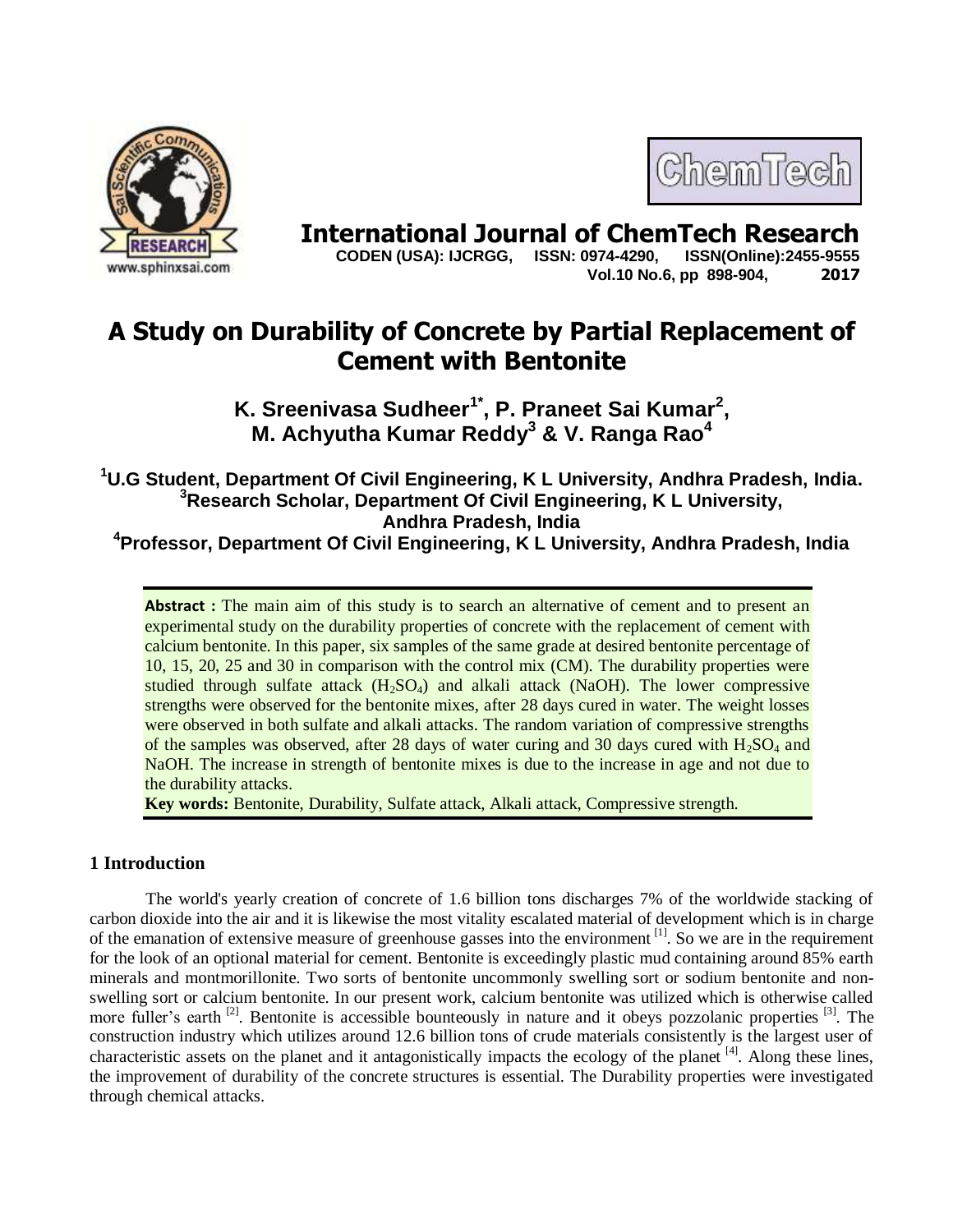# International Journal of ChemTech Research

**CODEN (USA): IJCRGG, ISSN: 0974-4290, ISSN(Online):2455-9555**
**Vol.10 No.6, pp 898-904, 2017**

# A Study on Durability of Concrete by Partial Replacement of Cement with Bentonite

**K. Sreenivasa Sudheer[1*], P. Praneet Sai Kumar[2], M. Achyutha Kumar Reddy[3] & V. Ranga Rao[4]**

[1]U.G Student, Department Of Civil Engineering, K L University, Andhra Pradesh, India.
[3]Research Scholar, Department Of Civil Engineering, K L University, Andhra Pradesh, India
[4]Professor, Department Of Civil Engineering, K L University, Andhra Pradesh, India

**Abstract :** The main aim of this study is to search an alternative of cement and to present an experimental study on the durability properties of concrete with the replacement of cement with calcium bentonite. In this paper, six samples of the same grade at desired bentonite percentage of 10, 15, 20, 25 and 30 in comparison with the control mix (CM). The durability properties were studied through sulfate attack ($H_2SO_4$) and alkali attack (NaOH). The lower compressive strengths were observed for the bentonite mixes, after 28 days cured in water. The weight losses were observed in both sulfate and alkali attacks. The random variation of compressive strengths of the samples was observed, after 28 days of water curing and 30 days cured with $H_2SO_4$ and NaOH. The increase in strength of bentonite mixes is due to the increase in age and not due to the durability attacks.

**Key words:** Bentonite, Durability, Sulfate attack, Alkali attack, Compressive strength.

## 1 Introduction

The world's yearly creation of concrete of 1.6 billion tons discharges 7% of the worldwide stacking of carbon dioxide into the air and it is likewise the most vitality escalated material of development which is in charge of the emanation of extensive measure of greenhouse gasses into the environment [1]. So we are in the requirement for the look of an optional material for cement. Bentonite is exceedingly plastic mud containing around 85% earth minerals and montmorillonite. Two sorts of bentonite uncommonly swelling sort or sodium bentonite and non-swelling sort or calcium bentonite. In our present work, calcium bentonite was utilized which is otherwise called more fuller's earth [2]. Bentonite is accessible bounteously in nature and it obeys pozzolanic properties [3]. The construction industry which utilizes around 12.6 billion tons of crude materials consistently is the largest user of characteristic assets on the planet and it antagonistically impacts the ecology of the planet [4]. Along these lines, the improvement of durability of the concrete structures is essential. The Durability properties were investigated through chemical attacks.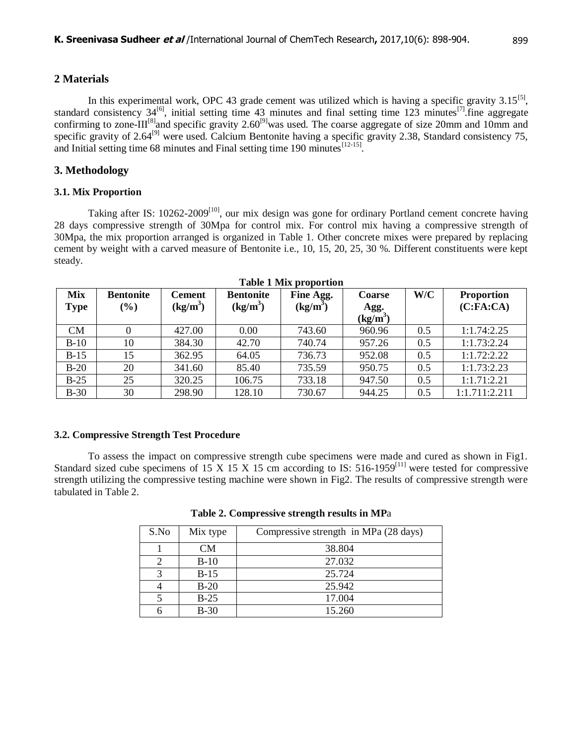## 2 Materials

In this experimental work, OPC 43 grade cement was utilized which is having a specific gravity 3.15[5], standard consistency 34[6], initial setting time 43 minutes and final setting time 123 minutes[7].fine aggregate confirming to zone-III[8]and specific gravity 2.60[9]was used. The coarse aggregate of size 20mm and 10mm and specific gravity of 2.64[9] were used. Calcium Bentonite having a specific gravity 2.38, Standard consistency 75, and Initial setting time 68 minutes and Final setting time 190 minutes[12-15].

## 3. Methodology

### 3.1. Mix Proportion

Taking after IS: 10262-2009[10], our mix design was gone for ordinary Portland cement concrete having 28 days compressive strength of 30Mpa for control mix. For control mix having a compressive strength of 30Mpa, the mix proportion arranged is organized in Table 1. Other concrete mixes were prepared by replacing cement by weight with a carved measure of Bentonite i.e., 10, 15, 20, 25, 30 %. Different constituents were kept steady.

**Table 1 Mix proportion**

| Mix Type | Bentonite (%) | Cement ($kg/m^3$) | Bentonite ($kg/m^3$) | Fine Agg. ($kg/m^3$) | Coarse Agg. ($kg/m^3$) | W/C | Proportion (C:FA:CA) |
|---|---|---|---|---|---|---|---|
| CM | 0 | 427.00 | 0.00 | 743.60 | 960.96 | 0.5 | 1:1.74:2.25 |
| B-10 | 10 | 384.30 | 42.70 | 740.74 | 957.26 | 0.5 | 1:1.73:2.24 |
| B-15 | 15 | 362.95 | 64.05 | 736.73 | 952.08 | 0.5 | 1:1.72:2.22 |
| B-20 | 20 | 341.60 | 85.40 | 735.59 | 950.75 | 0.5 | 1:1.73:2.23 |
| B-25 | 25 | 320.25 | 106.75 | 733.18 | 947.50 | 0.5 | 1:1.71:2.21 |
| B-30 | 30 | 298.90 | 128.10 | 730.67 | 944.25 | 0.5 | 1:1.711:2.211 |

### 3.2. Compressive Strength Test Procedure

To assess the impact on compressive strength cube specimens were made and cured as shown in Fig1. Standard sized cube specimens of 15 X 15 X 15 cm according to IS: 516-1959[11] were tested for compressive strength utilizing the compressive testing machine were shown in Fig2. The results of compressive strength were tabulated in Table 2.

**Table 2. Compressive strength results in MPa**

| S.No | Mix type | Compressive strength in MPa (28 days) |
|---|---|---|
| 1 | CM | 38.804 |
| 2 | B-10 | 27.032 |
| 3 | B-15 | 25.724 |
| 4 | B-20 | 25.942 |
| 5 | B-25 | 17.004 |
| 6 | B-30 | 15.260 |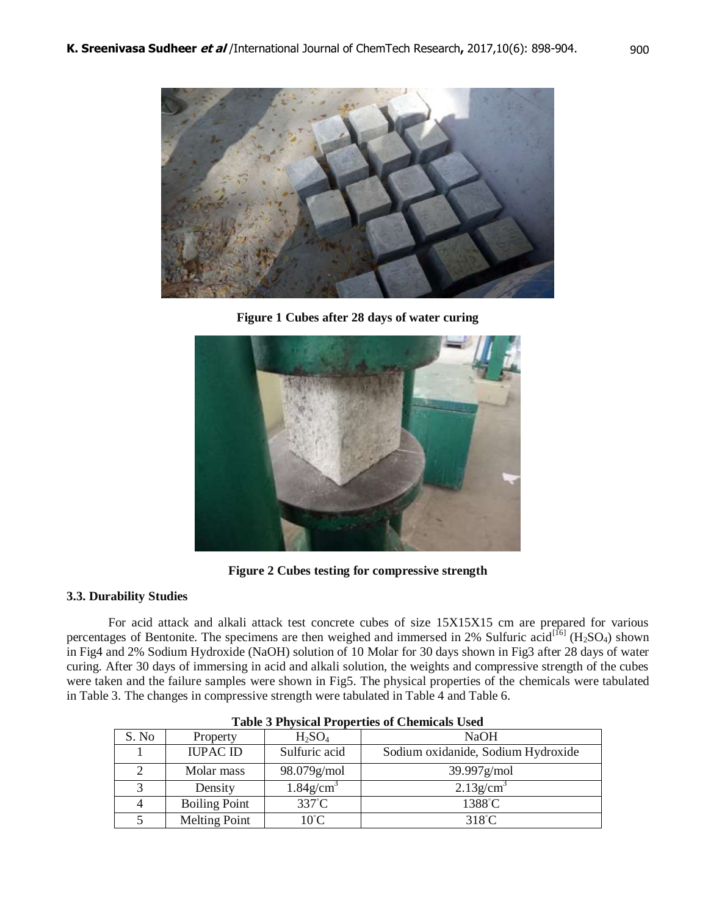**Figure 1 Cubes after 28 days of water curing**

**Figure 2 Cubes testing for compressive strength**

### 3.3. Durability Studies

For acid attack and alkali attack test concrete cubes of size 15X15X15 cm are prepared for various percentages of Bentonite. The specimens are then weighed and immersed in 2% Sulfuric acid[16] ($H_2SO_4$) shown in Fig4 and 2% Sodium Hydroxide (NaOH) solution of 10 Molar for 30 days shown in Fig3 after 28 days of water curing. After 30 days of immersing in acid and alkali solution, the weights and compressive strength of the cubes were taken and the failure samples were shown in Fig5. The physical properties of the chemicals were tabulated in Table 3. The changes in compressive strength were tabulated in Table 4 and Table 6.

**Table 3 Physical Properties of Chemicals Used**

| S. No | Property | $H_2SO_4$ | NaOH |
|---|---|---|---|
| 1 | IUPAC ID | Sulfuric acid | Sodium oxidanide, Sodium Hydroxide |
| 2 | Molar mass | 98.079g/mol | 39.997g/mol |
| 3 | Density | 1.84g/cm$^3$ | 2.13g/cm$^3$ |
| 4 | Boiling Point | 337˚C | 1388˚C |
| 5 | Melting Point | 10˚C | 318˚C |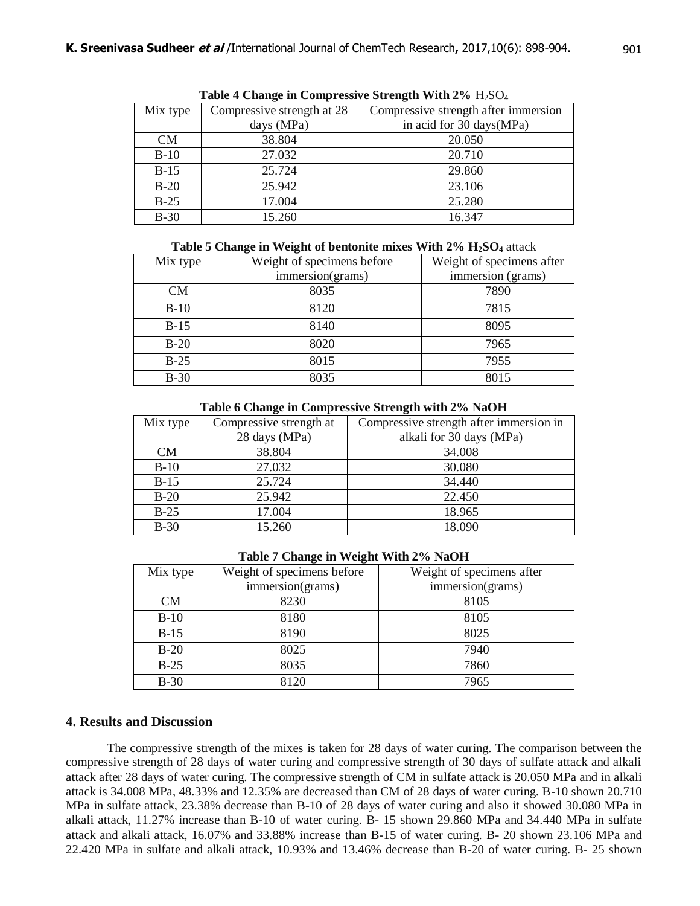**Table 4 Change in Compressive Strength With 2% $H_2SO_4$**

| Mix type | Compressive strength at 28 days (MPa) | Compressive strength after immersion in acid for 30 days(MPa) |
|---|---|---|
| CM | 38.804 | 20.050 |
| B-10 | 27.032 | 20.710 |
| B-15 | 25.724 | 29.860 |
| B-20 | 25.942 | 23.106 |
| B-25 | 17.004 | 25.280 |
| B-30 | 15.260 | 16.347 |

**Table 5 Change in Weight of bentonite mixes With 2% $H_2SO_4$ attack**

| Mix type | Weight of specimens before immersion(grams) | Weight of specimens after immersion (grams) |
|---|---|---|
| CM | 8035 | 7890 |
| B-10 | 8120 | 7815 |
| B-15 | 8140 | 8095 |
| B-20 | 8020 | 7965 |
| B-25 | 8015 | 7955 |
| B-30 | 8035 | 8015 |

**Table 6 Change in Compressive Strength with 2% NaOH**

| Mix type | Compressive strength at 28 days (MPa) | Compressive strength after immersion in alkali for 30 days (MPa) |
|---|---|---|
| CM | 38.804 | 34.008 |
| B-10 | 27.032 | 30.080 |
| B-15 | 25.724 | 34.440 |
| B-20 | 25.942 | 22.450 |
| B-25 | 17.004 | 18.965 |
| B-30 | 15.260 | 18.090 |

**Table 7 Change in Weight With 2% NaOH**

| Mix type | Weight of specimens before immersion(grams) | Weight of specimens after immersion(grams) |
|---|---|---|
| CM | 8230 | 8105 |
| B-10 | 8180 | 8105 |
| B-15 | 8190 | 8025 |
| B-20 | 8025 | 7940 |
| B-25 | 8035 | 7860 |
| B-30 | 8120 | 7965 |

## 4. Results and Discussion

The compressive strength of the mixes is taken for 28 days of water curing. The comparison between the compressive strength of 28 days of water curing and compressive strength of 30 days of sulfate attack and alkali attack after 28 days of water curing. The compressive strength of CM in sulfate attack is 20.050 MPa and in alkali attack is 34.008 MPa, 48.33% and 12.35% are decreased than CM of 28 days of water curing. B-10 shown 20.710 MPa in sulfate attack, 23.38% decrease than B-10 of 28 days of water curing and also it showed 30.080 MPa in alkali attack, 11.27% increase than B-10 of water curing. B- 15 shown 29.860 MPa and 34.440 MPa in sulfate attack and alkali attack, 16.07% and 33.88% increase than B-15 of water curing. B- 20 shown 23.106 MPa and 22.420 MPa in sulfate and alkali attack, 10.93% and 13.46% decrease than B-20 of water curing. B- 25 shown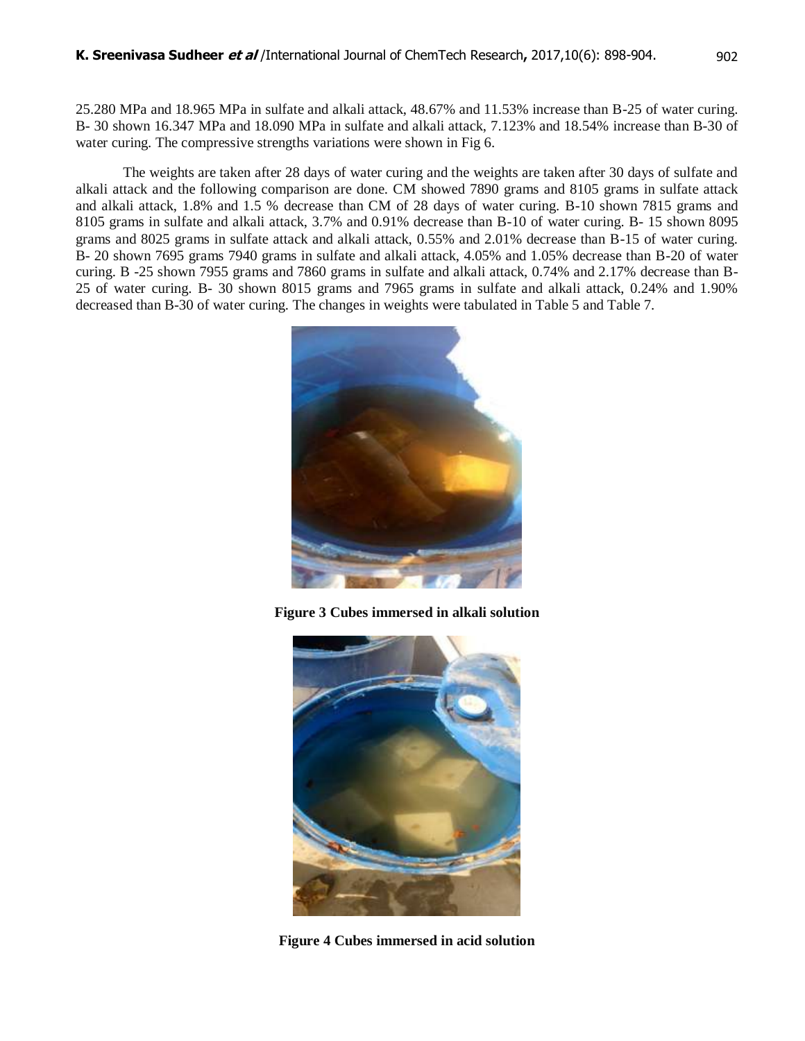25.280 MPa and 18.965 MPa in sulfate and alkali attack, 48.67% and 11.53% increase than B-25 of water curing. B- 30 shown 16.347 MPa and 18.090 MPa in sulfate and alkali attack, 7.123% and 18.54% increase than B-30 of water curing. The compressive strengths variations were shown in Fig 6.

The weights are taken after 28 days of water curing and the weights are taken after 30 days of sulfate and alkali attack and the following comparison are done. CM showed 7890 grams and 8105 grams in sulfate attack and alkali attack, 1.8% and 1.5 % decrease than CM of 28 days of water curing. B-10 shown 7815 grams and 8105 grams in sulfate and alkali attack, 3.7% and 0.91% decrease than B-10 of water curing. B- 15 shown 8095 grams and 8025 grams in sulfate attack and alkali attack, 0.55% and 2.01% decrease than B-15 of water curing. B- 20 shown 7695 grams 7940 grams in sulfate and alkali attack, 4.05% and 1.05% decrease than B-20 of water curing. B -25 shown 7955 grams and 7860 grams in sulfate and alkali attack, 0.74% and 2.17% decrease than B-25 of water curing. B- 30 shown 8015 grams and 7965 grams in sulfate and alkali attack, 0.24% and 1.90% decreased than B-30 of water curing. The changes in weights were tabulated in Table 5 and Table 7.

**Figure 3 Cubes immersed in alkali solution**

**Figure 4 Cubes immersed in acid solution**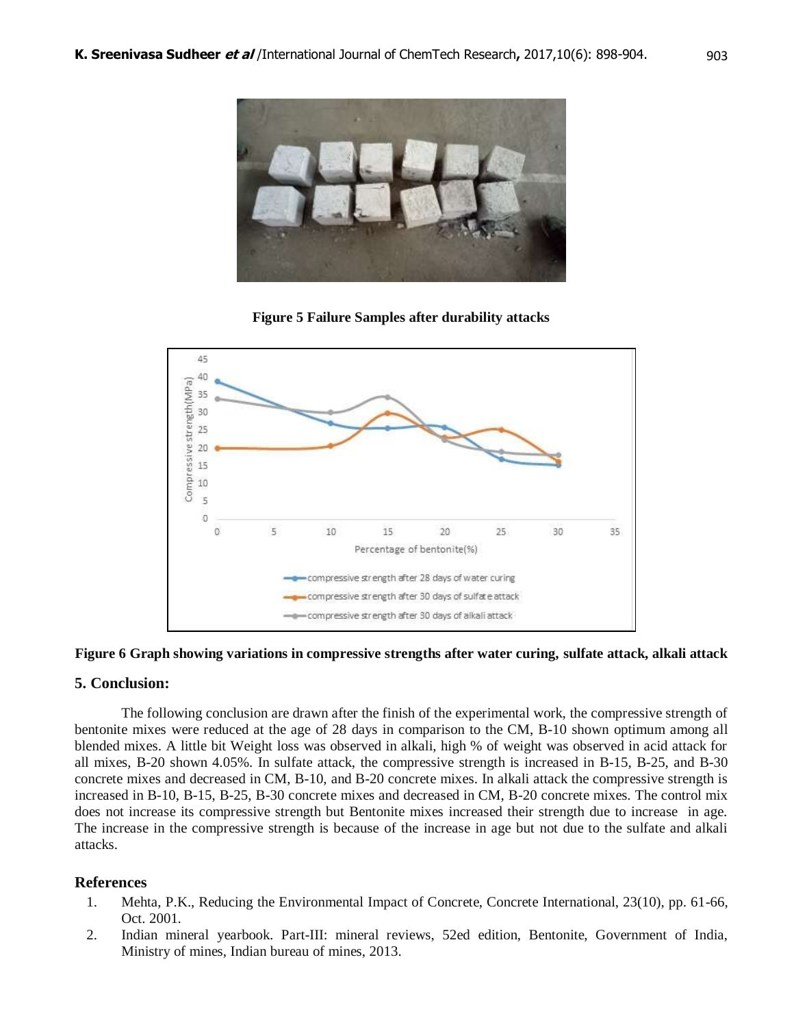Figure 5 Failure Samples after durability attacks

**Figure 6 Graph showing variations in compressive strengths after water curing, sulfate attack, alkali attack**

## 5. Conclusion:

The following conclusion are drawn after the finish of the experimental work, the compressive strength of bentonite mixes were reduced at the age of 28 days in comparison to the CM, B-10 shown optimum among all blended mixes. A little bit Weight loss was observed in alkali, high % of weight was observed in acid attack for all mixes, B-20 shown 4.05%. In sulfate attack, the compressive strength is increased in B-15, B-25, and B-30 concrete mixes and decreased in CM, B-10, and B-20 concrete mixes. In alkali attack the compressive strength is increased in B-10, B-15, B-25, B-30 concrete mixes and decreased in CM, B-20 concrete mixes. The control mix does not increase its compressive strength but Bentonite mixes increased their strength due to increase in age. The increase in the compressive strength is because of the increase in age but not due to the sulfate and alkali attacks.

## References

1. Mehta, P.K., Reducing the Environmental Impact of Concrete, Concrete International, 23(10), pp. 61-66, Oct. 2001.
2. Indian mineral yearbook. Part-III: mineral reviews, 52ed edition, Bentonite, Government of India, Ministry of mines, Indian bureau of mines, 2013.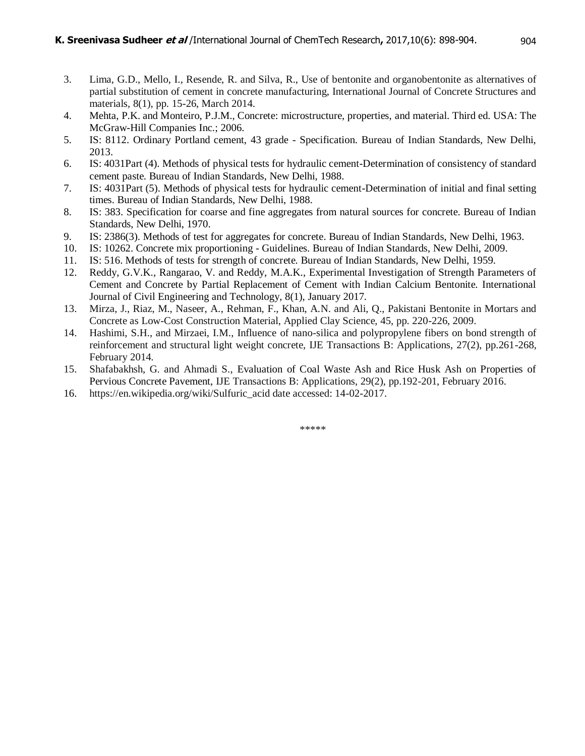3. Lima, G.D., Mello, I., Resende, R. and Silva, R., Use of bentonite and organobentonite as alternatives of partial substitution of cement in concrete manufacturing, International Journal of Concrete Structures and materials, 8(1), pp. 15-26, March 2014.
4. Mehta, P.K. and Monteiro, P.J.M., Concrete: microstructure, properties, and material. Third ed. USA: The McGraw-Hill Companies Inc.; 2006.
5. IS: 8112. Ordinary Portland cement, 43 grade - Specification. Bureau of Indian Standards, New Delhi, 2013.
6. IS: 4031Part (4). Methods of physical tests for hydraulic cement-Determination of consistency of standard cement paste. Bureau of Indian Standards, New Delhi, 1988.
7. IS: 4031Part (5). Methods of physical tests for hydraulic cement-Determination of initial and final setting times. Bureau of Indian Standards, New Delhi, 1988.
8. IS: 383. Specification for coarse and fine aggregates from natural sources for concrete. Bureau of Indian Standards, New Delhi, 1970.
9. IS: 2386(3). Methods of test for aggregates for concrete. Bureau of Indian Standards, New Delhi, 1963.
10. IS: 10262. Concrete mix proportioning - Guidelines. Bureau of Indian Standards, New Delhi, 2009.
11. IS: 516. Methods of tests for strength of concrete. Bureau of Indian Standards, New Delhi, 1959.
12. Reddy, G.V.K., Rangarao, V. and Reddy, M.A.K., Experimental Investigation of Strength Parameters of Cement and Concrete by Partial Replacement of Cement with Indian Calcium Bentonite. International Journal of Civil Engineering and Technology, 8(1), January 2017.
13. Mirza, J., Riaz, M., Naseer, A., Rehman, F., Khan, A.N. and Ali, Q., Pakistani Bentonite in Mortars and Concrete as Low-Cost Construction Material, Applied Clay Science, 45, pp. 220-226, 2009.
14. Hashimi, S.H., and Mirzaei, I.M., Influence of nano-silica and polypropylene fibers on bond strength of reinforcement and structural light weight concrete, IJE Transactions B: Applications, 27(2), pp.261-268, February 2014.
15. Shafabakhsh, G. and Ahmadi S., Evaluation of Coal Waste Ash and Rice Husk Ash on Properties of Pervious Concrete Pavement, IJE Transactions B: Applications, 29(2), pp.192-201, February 2016.
16. https://en.wikipedia.org/wiki/Sulfuric_acid date accessed: 14-02-2017.

*****